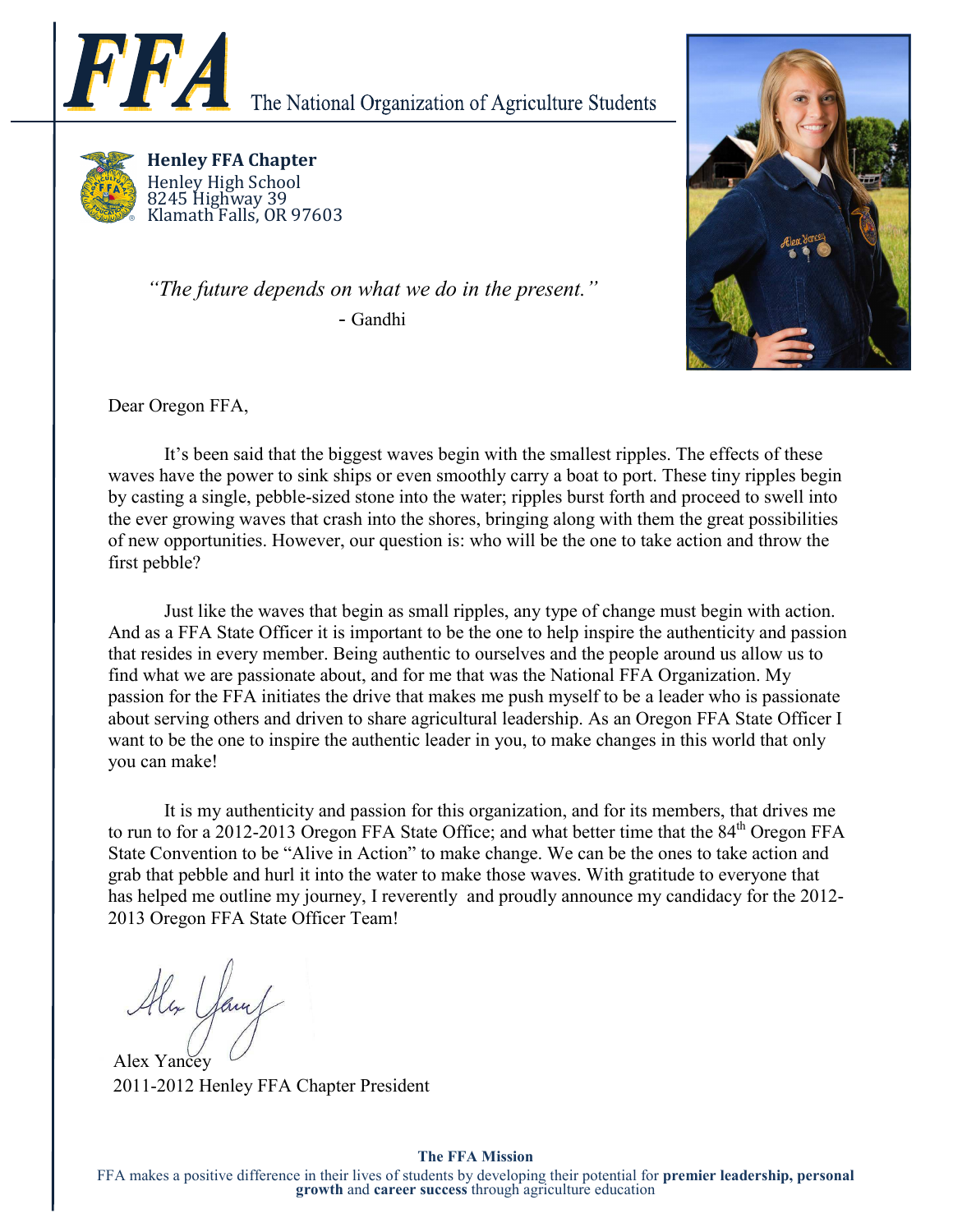# FFA The National Organization of Agriculture Students

**Henley FFA Chapter**
Henley High School
8245 Highway 39
Klamath Falls, OR 97603

*"The future depends on what we do in the present."*
- Gandhi

Dear Oregon FFA,

It's been said that the biggest waves begin with the smallest ripples. The effects of these waves have the power to sink ships or even smoothly carry a boat to port. These tiny ripples begin by casting a single, pebble-sized stone into the water; ripples burst forth and proceed to swell into the ever growing waves that crash into the shores, bringing along with them the great possibilities of new opportunities. However, our question is: who will be the one to take action and throw the first pebble?

Just like the waves that begin as small ripples, any type of change must begin with action. And as a FFA State Officer it is important to be the one to help inspire the authenticity and passion that resides in every member. Being authentic to ourselves and the people around us allow us to find what we are passionate about, and for me that was the National FFA Organization. My passion for the FFA initiates the drive that makes me push myself to be a leader who is passionate about serving others and driven to share agricultural leadership. As an Oregon FFA State Officer I want to be the one to inspire the authentic leader in you, to make changes in this world that only you can make!

It is my authenticity and passion for this organization, and for its members, that drives me to run to for a 2012-2013 Oregon FFA State Office; and what better time that the 84th Oregon FFA State Convention to be "Alive in Action" to make change. We can be the ones to take action and grab that pebble and hurl it into the water to make those waves. With gratitude to everyone that has helped me outline my journey, I reverently and proudly announce my candidacy for the 2012-2013 Oregon FFA State Officer Team!

Alex Yancey
2011-2012 Henley FFA Chapter President

**The FFA Mission**
FFA makes a positive difference in their lives of students by developing their potential for **premier leadership, personal growth** and **career success** through agriculture education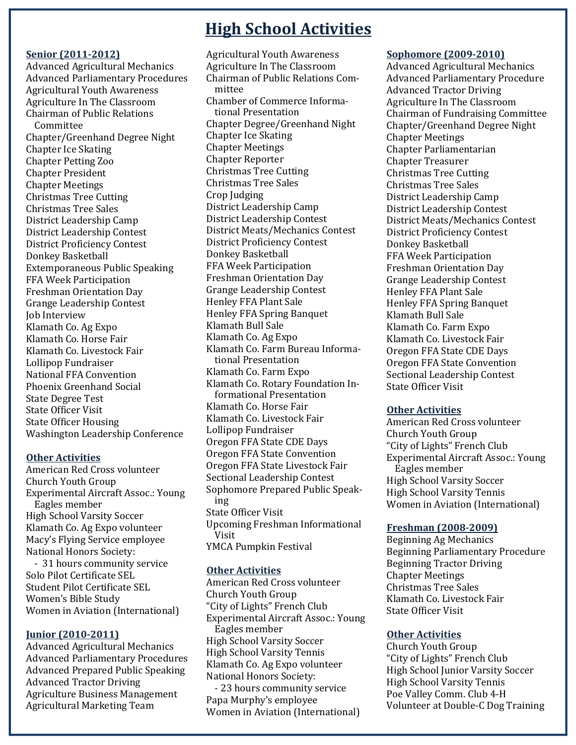# High School Activities

## Senior (2011-2012)

Advanced Agricultural Mechanics
Advanced Parliamentary Procedures
Agricultural Youth Awareness
Agriculture In The Classroom
Chairman of Public Relations Committee
Chapter/Greenhand Degree Night
Chapter Ice Skating
Chapter Petting Zoo
Chapter President
Chapter Meetings
Christmas Tree Cutting
Christmas Tree Sales
District Leadership Camp
District Leadership Contest
District Proficiency Contest
Donkey Basketball
Extemporaneous Public Speaking
FFA Week Participation
Freshman Orientation Day
Grange Leadership Contest
Job Interview
Klamath Co. Ag Expo
Klamath Co. Horse Fair
Klamath Co. Livestock Fair
Lollipop Fundraiser
National FFA Convention
Phoenix Greenhand Social
State Degree Test
State Officer Visit
State Officer Housing
Washington Leadership Conference

### Other Activities

American Red Cross volunteer
Church Youth Group
Experimental Aircraft Assoc.: Young Eagles member
High School Varsity Soccer
Klamath Co. Ag Expo volunteer
Macy's Flying Service employee
National Honors Society:
- 31 hours community service

Solo Pilot Certificate SEL
Student Pilot Certificate SEL
Women's Bible Study
Women in Aviation (International)

## Junior (2010-2011)

Advanced Agricultural Mechanics
Advanced Parliamentary Procedures
Advanced Prepared Public Speaking
Advanced Tractor Driving
Agriculture Business Management
Agricultural Marketing Team
Agricultural Youth Awareness
Agriculture In The Classroom
Chairman of Public Relations Committee
Chamber of Commerce Informational Presentation
Chapter Degree/Greenhand Night
Chapter Ice Skating
Chapter Meetings
Chapter Reporter
Christmas Tree Cutting
Christmas Tree Sales
Crop Judging
District Leadership Camp
District Leadership Contest
District Meats/Mechanics Contest
District Proficiency Contest
Donkey Basketball
FFA Week Participation
Freshman Orientation Day
Grange Leadership Contest
Henley FFA Plant Sale
Henley FFA Spring Banquet
Klamath Bull Sale
Klamath Co. Ag Expo
Klamath Co. Farm Bureau Informational Presentation
Klamath Co. Farm Expo
Klamath Co. Rotary Foundation Informational Presentation
Klamath Co. Horse Fair
Klamath Co. Livestock Fair
Lollipop Fundraiser
Oregon FFA State CDE Days
Oregon FFA State Convention
Oregon FFA State Livestock Fair
Sectional Leadership Contest
Sophomore Prepared Public Speaking
State Officer Visit
Upcoming Freshman Informational Visit
YMCA Pumpkin Festival

### Other Activities

American Red Cross volunteer
Church Youth Group
"City of Lights" French Club
Experimental Aircraft Assoc.: Young Eagles member
High School Varsity Soccer
High School Varsity Tennis
Klamath Co. Ag Expo volunteer
National Honors Society:
- 23 hours community service

Papa Murphy's employee
Women in Aviation (International)

## Sophomore (2009-2010)

Advanced Agricultural Mechanics
Advanced Parliamentary Procedure
Advanced Tractor Driving
Agriculture In The Classroom
Chairman of Fundraising Committee
Chapter/Greenhand Degree Night
Chapter Meetings
Chapter Parliamentarian
Chapter Treasurer
Christmas Tree Cutting
Christmas Tree Sales
District Leadership Camp
District Leadership Contest
District Meats/Mechanics Contest
District Proficiency Contest
Donkey Basketball
FFA Week Participation
Freshman Orientation Day
Grange Leadership Contest
Henley FFA Plant Sale
Henley FFA Spring Banquet
Klamath Bull Sale
Klamath Co. Farm Expo
Klamath Co. Livestock Fair
Oregon FFA State CDE Days
Oregon FFA State Convention
Sectional Leadership Contest
State Officer Visit

### Other Activities

American Red Cross volunteer
Church Youth Group
"City of Lights" French Club
Experimental Aircraft Assoc.: Young Eagles member
High School Varsity Soccer
High School Varsity Tennis
Women in Aviation (International)

## Freshman (2008-2009)

Beginning Ag Mechanics
Beginning Parliamentary Procedure
Beginning Tractor Driving
Chapter Meetings
Christmas Tree Sales
Klamath Co. Livestock Fair
State Officer Visit

### Other Activities

Church Youth Group
"City of Lights" French Club
High School Junior Varsity Soccer
High School Varsity Tennis
Poe Valley Comm. Club 4-H
Volunteer at Double-C Dog Training